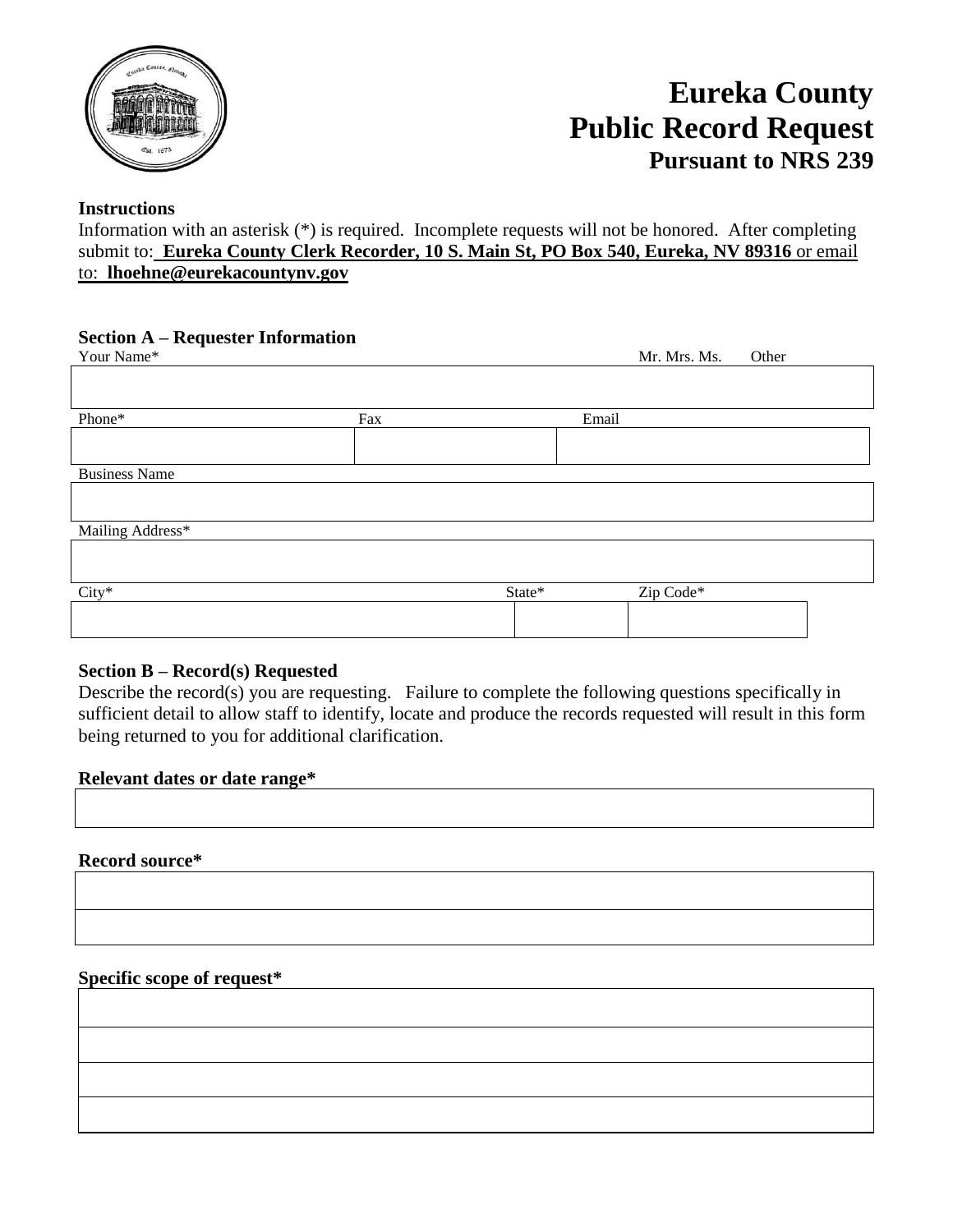# Eureka County
# Public Record Request
### Pursuant to NRS 239

**Instructions**

Information with an asterisk (*) is required. Incomplete requests will not be honored. After completing submit to: **Eureka County Clerk Recorder, 10 S. Main St, PO Box 540, Eureka, NV 89316** or email to: **lhoehne@eurekacountynv.gov**

**Section A – Requester Information**

| Your Name* | Mr. Mrs. Ms. Other |
|---|---|
| | |

| Phone* | Fax | Email |
|---|---|---|
| | | |

| Business Name |
|---|
| |

| Mailing Address* |
|---|
| |

| City* | State* | Zip Code* |
|---|---|---|
| | | |

**Section B – Record(s) Requested**

Describe the record(s) you are requesting. Failure to complete the following questions specifically in sufficient detail to allow staff to identify, locate and produce the records requested will result in this form being returned to you for additional clarification.

**Relevant dates or date range***

| |
|---|
| |

**Record source***

| |
|---|
| |
| |

**Specific scope of request***

| |
|---|
| |
| |
| |
| |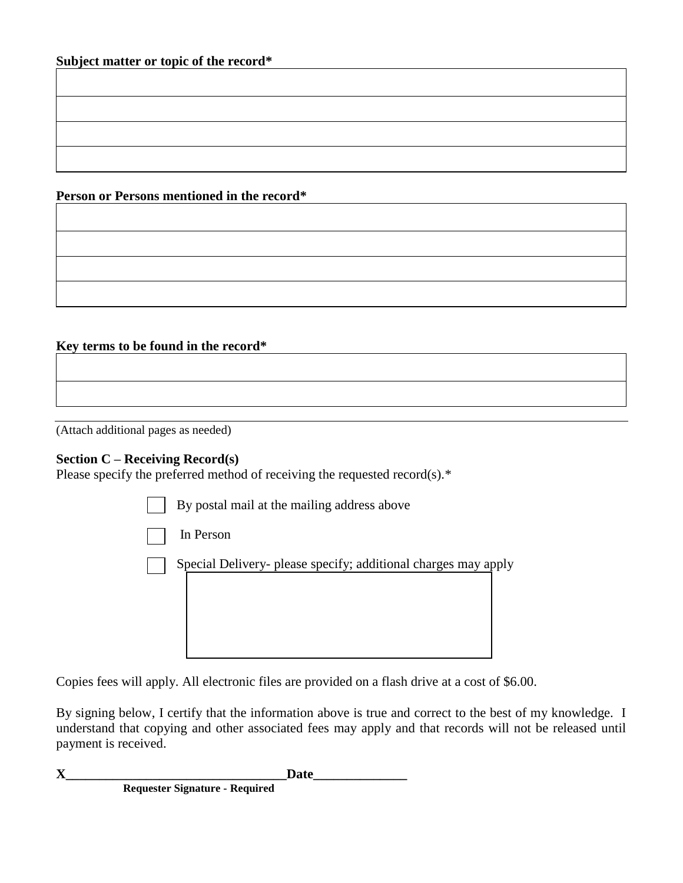**Subject matter or topic of the record***

| |
|---|
| |
| |
| |

**Person or Persons mentioned in the record***

| |
|---|
| |
| |
| |

**Key terms to be found in the record***

| |
|---|
| |

(Attach additional pages as needed)

**Section C – Receiving Record(s)**

Please specify the preferred method of receiving the requested record(s).*

- ☐ By postal mail at the mailing address above
- ☐ In Person
- ☐ Special Delivery- please specify; additional charges may apply

| |
|---|
| |

Copies fees will apply. All electronic files are provided on a flash drive at a cost of $6.00.

By signing below, I certify that the information above is true and correct to the best of my knowledge. I understand that copying and other associated fees may apply and that records will not be released until payment is received.

**X__________________________________Date______________**

**Requester Signature - Required**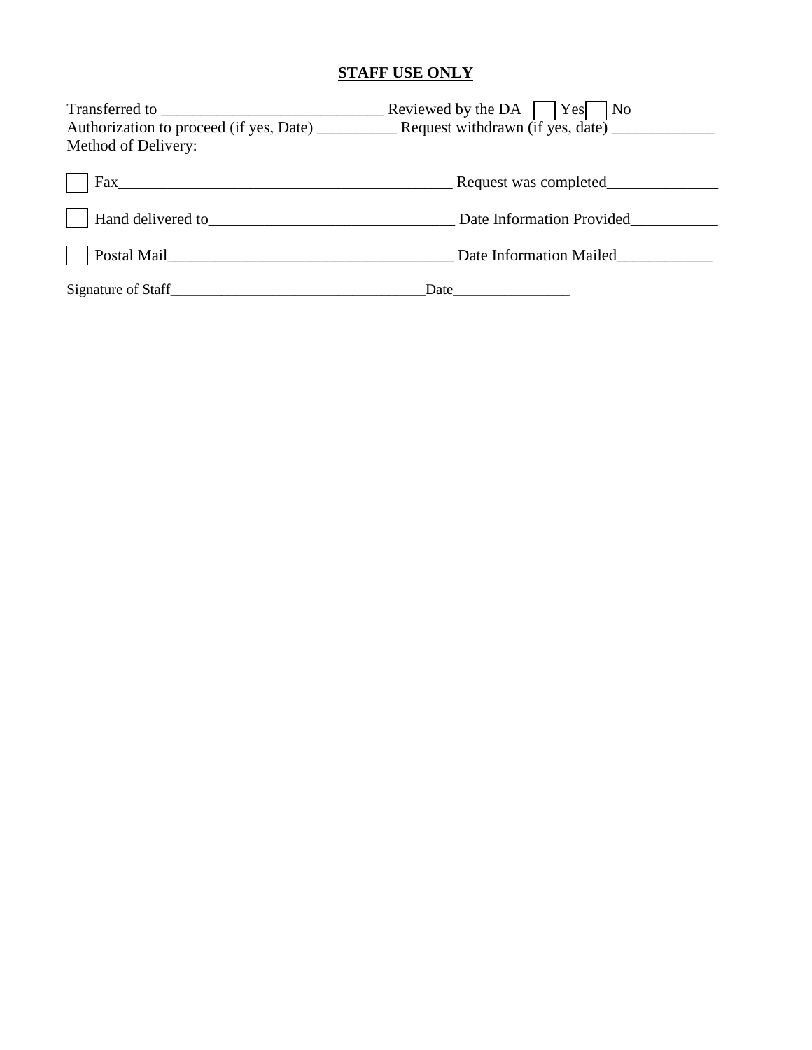**STAFF USE ONLY**

Transferred to ____________________________ Reviewed by the DA ☐ Yes ☐ No
Authorization to proceed (if yes, Date) __________ Request withdrawn (if yes, date) _____________
Method of Delivery:

☐ Fax___________________________________________ Request was completed______________

☐ Hand delivered to_______________________________ Date Information Provided___________

☐ Postal Mail____________________________________ Date Information Mailed____________

Signature of Staff___________________________________Date________________